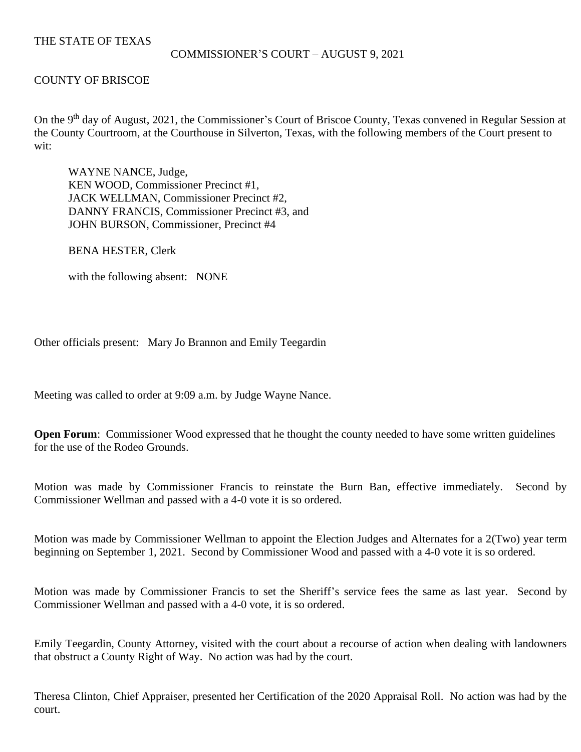THE STATE OF TEXAS

COMMISSIONER'S COURT – AUGUST 9, 2021

COUNTY OF BRISCOE

On the 9th day of August, 2021, the Commissioner's Court of Briscoe County, Texas convened in Regular Session at the County Courtroom, at the Courthouse in Silverton, Texas, with the following members of the Court present to wit:

WAYNE NANCE, Judge,  
KEN WOOD, Commissioner Precinct #1,  
JACK WELLMAN, Commissioner Precinct #2,  
DANNY FRANCIS, Commissioner Precinct #3, and  
JOHN BURSON, Commissioner, Precinct #4

BENA HESTER, Clerk

with the following absent: NONE

Other officials present: Mary Jo Brannon and Emily Teegardin

Meeting was called to order at 9:09 a.m. by Judge Wayne Nance.

**Open Forum**: Commissioner Wood expressed that he thought the county needed to have some written guidelines for the use of the Rodeo Grounds.

Motion was made by Commissioner Francis to reinstate the Burn Ban, effective immediately. Second by Commissioner Wellman and passed with a 4-0 vote it is so ordered.

Motion was made by Commissioner Wellman to appoint the Election Judges and Alternates for a 2(Two) year term beginning on September 1, 2021. Second by Commissioner Wood and passed with a 4-0 vote it is so ordered.

Motion was made by Commissioner Francis to set the Sheriff's service fees the same as last year. Second by Commissioner Wellman and passed with a 4-0 vote, it is so ordered.

Emily Teegardin, County Attorney, visited with the court about a recourse of action when dealing with landowners that obstruct a County Right of Way. No action was had by the court.

Theresa Clinton, Chief Appraiser, presented her Certification of the 2020 Appraisal Roll. No action was had by the court.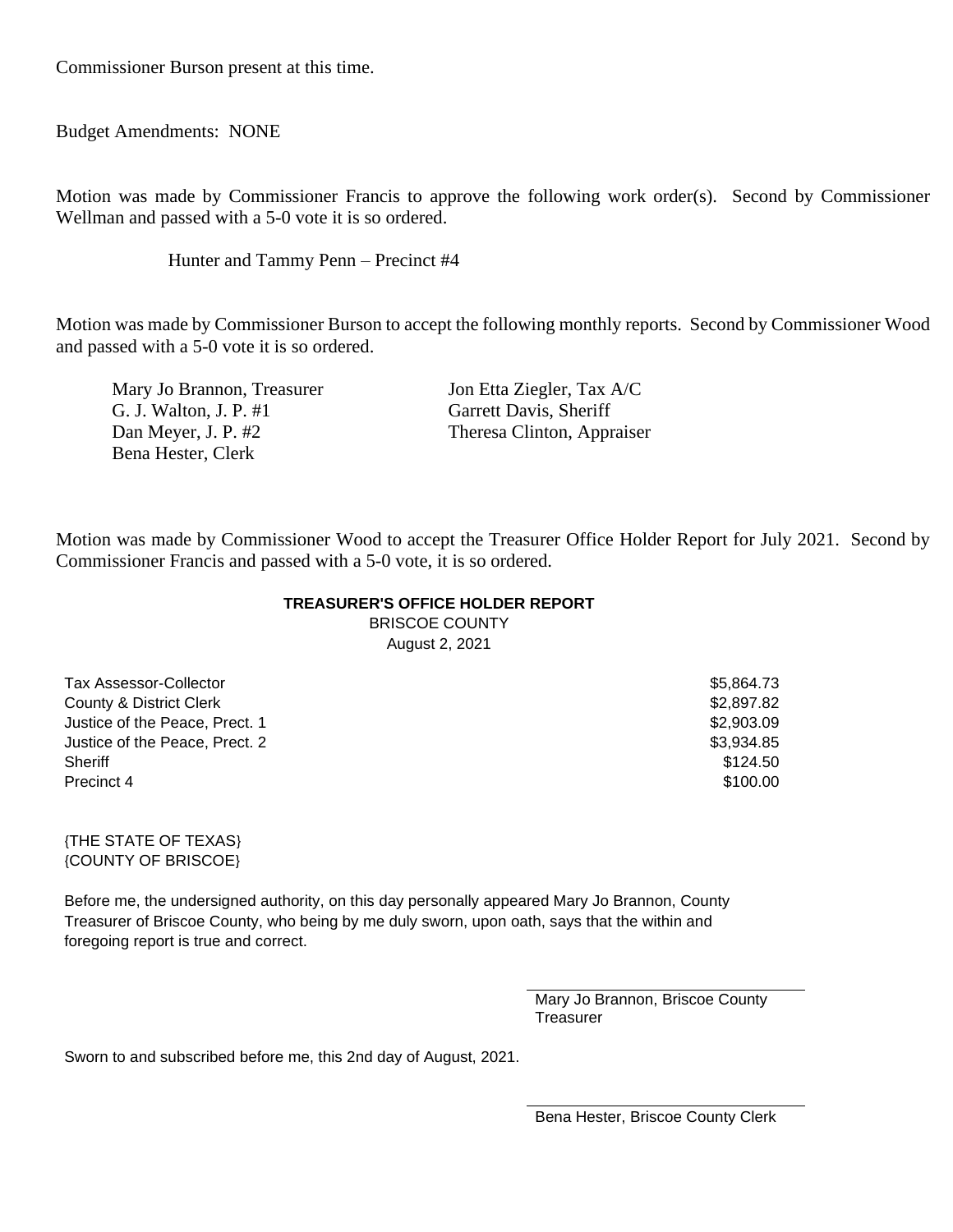Commissioner Burson present at this time.

Budget Amendments: NONE

Motion was made by Commissioner Francis to approve the following work order(s). Second by Commissioner Wellman and passed with a 5-0 vote it is so ordered.

Hunter and Tammy Penn – Precinct #4

Motion was made by Commissioner Burson to accept the following monthly reports. Second by Commissioner Wood and passed with a 5-0 vote it is so ordered.

Mary Jo Brannon, Treasurer
G. J. Walton, J. P. #1
Dan Meyer, J. P. #2
Bena Hester, Clerk
Jon Etta Ziegler, Tax A/C
Garrett Davis, Sheriff
Theresa Clinton, Appraiser

Motion was made by Commissioner Wood to accept the Treasurer Office Holder Report for July 2021. Second by Commissioner Francis and passed with a 5-0 vote, it is so ordered.

**TREASURER'S OFFICE HOLDER REPORT**
BRISCOE COUNTY
August 2, 2021

| | |
|---|---|
| Tax Assessor-Collector | $5,864.73 |
| County & District Clerk | $2,897.82 |
| Justice of the Peace, Prect. 1 | $2,903.09 |
| Justice of the Peace, Prect. 2 | $3,934.85 |
| Sheriff | $124.50 |
| Precinct 4 | $100.00 |

{THE STATE OF TEXAS}
{COUNTY OF BRISCOE}

Before me, the undersigned authority, on this day personally appeared Mary Jo Brannon, County Treasurer of Briscoe County, who being by me duly sworn, upon oath, says that the within and foregoing report is true and correct.

Mary Jo Brannon, Briscoe County Treasurer

Sworn to and subscribed before me, this 2nd day of August, 2021.

Bena Hester, Briscoe County Clerk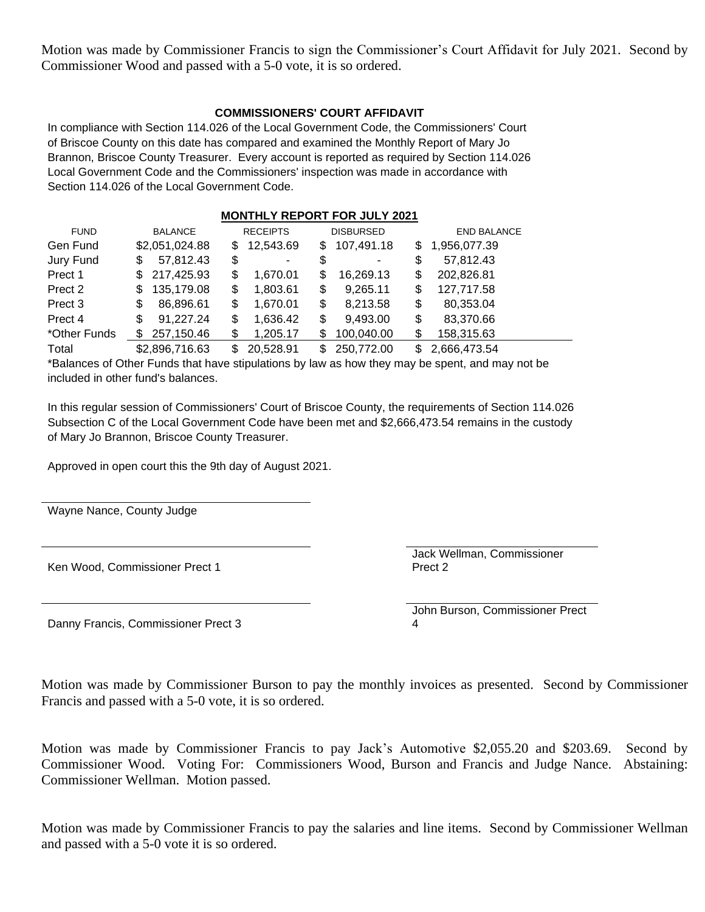Motion was made by Commissioner Francis to sign the Commissioner's Court Affidavit for July 2021. Second by Commissioner Wood and passed with a 5-0 vote, it is so ordered.

**COMMISSIONERS' COURT AFFIDAVIT**

In compliance with Section 114.026 of the Local Government Code, the Commissioners' Court of Briscoe County on this date has compared and examined the Monthly Report of Mary Jo Brannon, Briscoe County Treasurer. Every account is reported as required by Section 114.026 Local Government Code and the Commissioners' inspection was made in accordance with Section 114.026 of the Local Government Code.

**MONTHLY REPORT FOR JULY 2021**

| FUND | BALANCE | RECEIPTS | DISBURSED | END BALANCE |
|---|---|---|---|---|
| Gen Fund | $2,051,024.88 | $ 12,543.69 | $ 107,491.18 | $ 1,956,077.39 |
| Jury Fund | $ 57,812.43 | $ - | $ - | $ 57,812.43 |
| Prect 1 | $ 217,425.93 | $ 1,670.01 | $ 16,269.13 | $ 202,826.81 |
| Prect 2 | $ 135,179.08 | $ 1,803.61 | $ 9,265.11 | $ 127,717.58 |
| Prect 3 | $ 86,896.61 | $ 1,670.01 | $ 8,213.58 | $ 80,353.04 |
| Prect 4 | $ 91,227.24 | $ 1,636.42 | $ 9,493.00 | $ 83,370.66 |
| *Other Funds | $ 257,150.46 | $ 1,205.17 | $ 100,040.00 | $ 158,315.63 |
| Total | $2,896,716.63 | $ 20,528.91 | $ 250,772.00 | $ 2,666,473.54 |

*Balances of Other Funds that have stipulations by law as how they may be spent, and may not be included in other fund's balances.

In this regular session of Commissioners' Court of Briscoe County, the requirements of Section 114.026 Subsection C of the Local Government Code have been met and $2,666,473.54 remains in the custody of Mary Jo Brannon, Briscoe County Treasurer.

Approved in open court this the 9th day of August 2021.

Wayne Nance, County Judge

Ken Wood, Commissioner Prect 1

Jack Wellman, Commissioner Prect 2

Danny Francis, Commissioner Prect 3

John Burson, Commissioner Prect 4

Motion was made by Commissioner Burson to pay the monthly invoices as presented. Second by Commissioner Francis and passed with a 5-0 vote, it is so ordered.

Motion was made by Commissioner Francis to pay Jack's Automotive $2,055.20 and $203.69. Second by Commissioner Wood. Voting For: Commissioners Wood, Burson and Francis and Judge Nance. Abstaining: Commissioner Wellman. Motion passed.

Motion was made by Commissioner Francis to pay the salaries and line items. Second by Commissioner Wellman and passed with a 5-0 vote it is so ordered.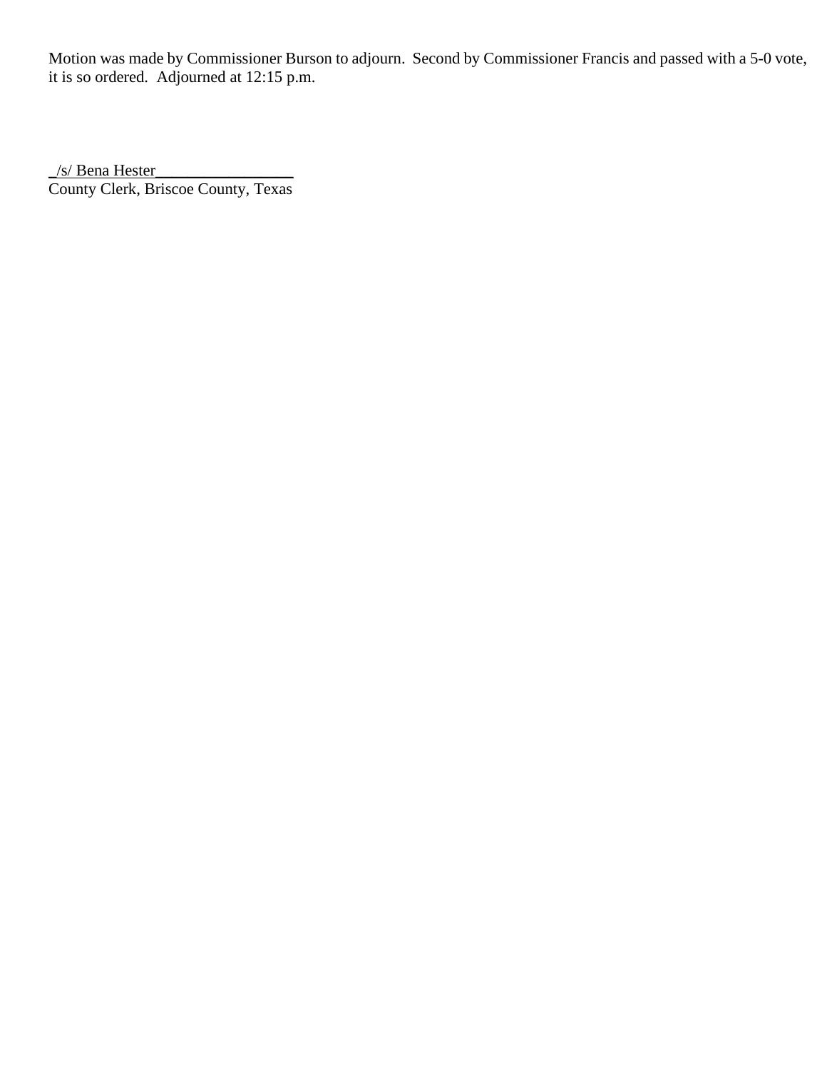Motion was made by Commissioner Burson to adjourn. Second by Commissioner Francis and passed with a 5-0 vote, it is so ordered. Adjourned at 12:15 p.m.

_/s/ Bena Hester_________________

County Clerk, Briscoe County, Texas